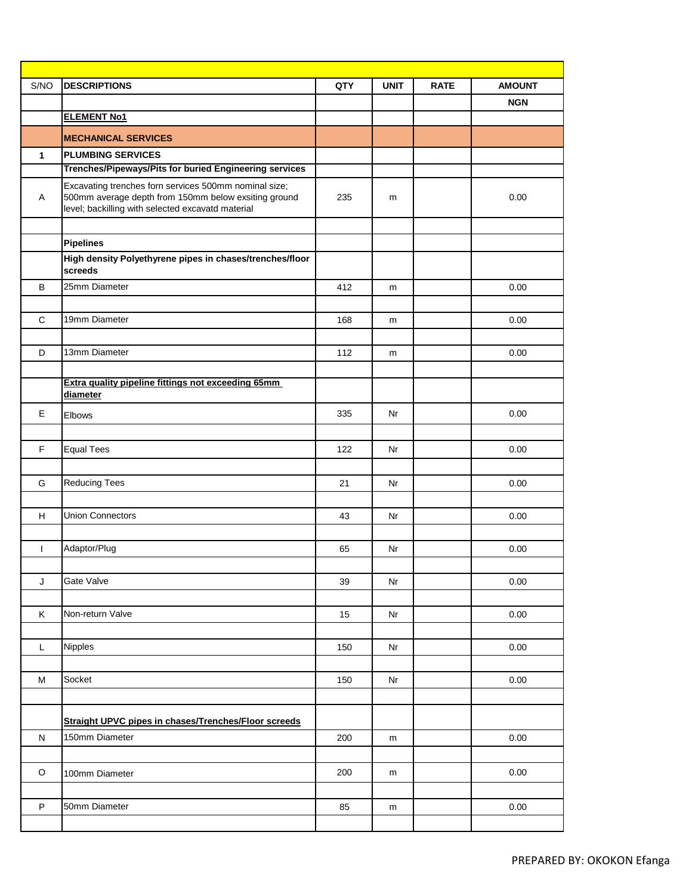| S/NO | DESCRIPTIONS | QTY | UNIT | RATE | AMOUNT |
|---|---|---|---|---|---|
| | | | | | **NGN** |
| | **ELEMENT No1** | | | | |
| | **MECHANICAL SERVICES** | | | | |
| **1** | **PLUMBING SERVICES** | | | | |
| | **Trenches/Pipeways/Pits for buried Engineering services** | | | | |
| A | Excavating trenches forn services 500mm nominal size; 500mm average depth from 150mm below exsiting ground level; backilling with selected excavatd material | 235 | m | | 0.00 |
| | | | | | |
| | **Pipelines** | | | | |
| | **High density Polyethyrene pipes in chases/trenches/floor screeds** | | | | |
| B | 25mm Diameter | 412 | m | | 0.00 |
| | | | | | |
| C | 19mm Diameter | 168 | m | | 0.00 |
| | | | | | |
| D | 13mm Diameter | 112 | m | | 0.00 |
| | | | | | |
| | **Extra quality pipeline fittings not exceeding 65mm diameter** | | | | |
| E | Elbows | 335 | Nr | | 0.00 |
| | | | | | |
| F | Equal Tees | 122 | Nr | | 0.00 |
| | | | | | |
| G | Reducing Tees | 21 | Nr | | 0.00 |
| | | | | | |
| H | Union Connectors | 43 | Nr | | 0.00 |
| | | | | | |
| I | Adaptor/Plug | 65 | Nr | | 0.00 |
| | | | | | |
| J | Gate Valve | 39 | Nr | | 0.00 |
| | | | | | |
| K | Non-return Valve | 15 | Nr | | 0.00 |
| | | | | | |
| L | Nipples | 150 | Nr | | 0.00 |
| | | | | | |
| M | Socket | 150 | Nr | | 0.00 |
| | | | | | |
| | **Straight UPVC pipes in chases/Trenches/Floor screeds** | | | | |
| N | 150mm Diameter | 200 | m | | 0.00 |
| | | | | | |
| O | 100mm Diameter | 200 | m | | 0.00 |
| | | | | | |
| P | 50mm Diameter | 85 | m | | 0.00 |
| | | | | | |

PREPARED BY: OKOKON Efanga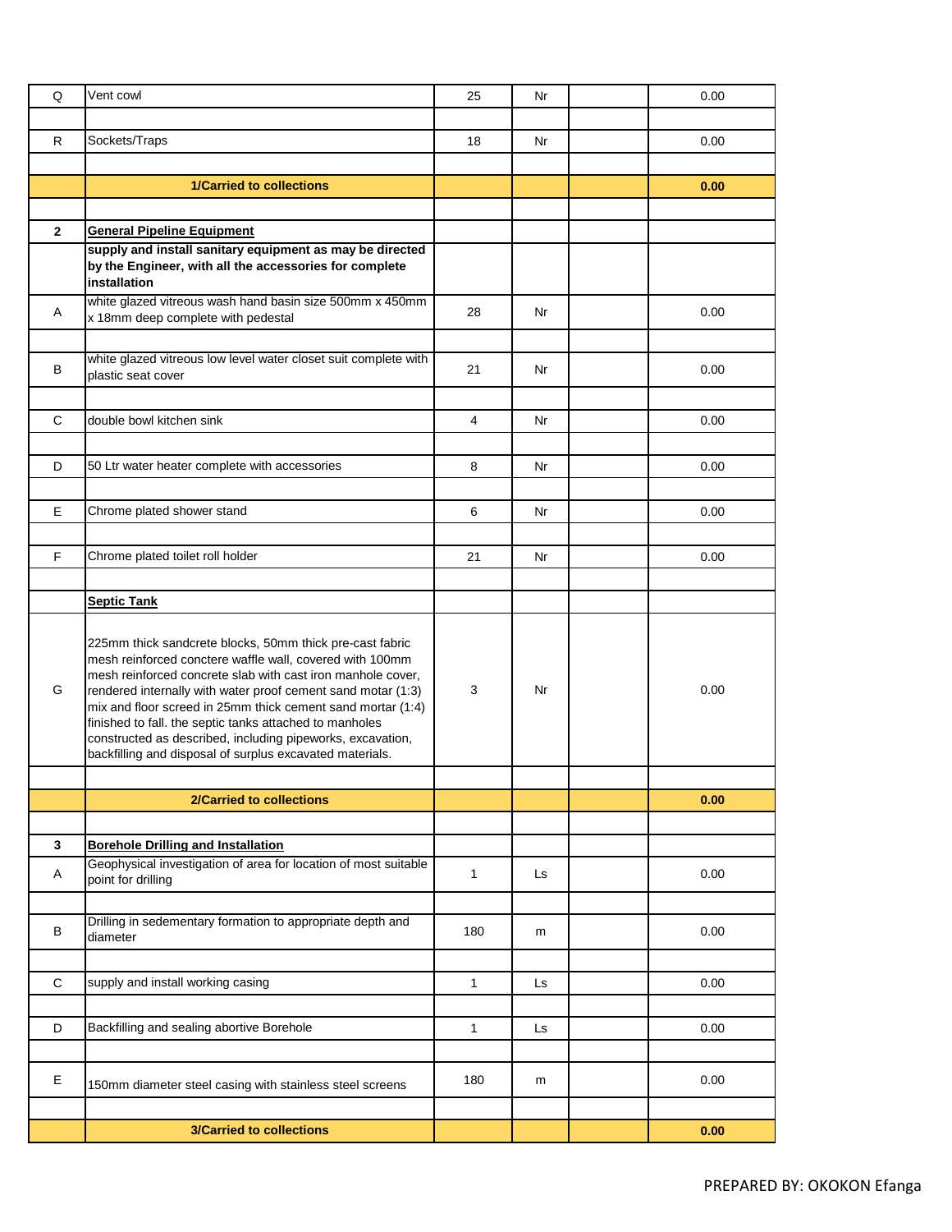| | | | | | |
|---|---|---|---|---|---|
| Q | Vent cowl | 25 | Nr | | 0.00 |
| | | | | | |
| R | Sockets/Traps | 18 | Nr | | 0.00 |
| | | | | | |
| | **1/Carried to collections** | | | | **0.00** |
| | | | | | |
| **2** | **General Pipeline Equipment** | | | | |
| | **supply and install sanitary equipment as may be directed by the Engineer, with all the accessories for complete installation** | | | | |
| A | white glazed vitreous wash hand basin size 500mm x 450mm x 18mm deep complete with pedestal | 28 | Nr | | 0.00 |
| | | | | | |
| B | white glazed vitreous low level water closet suit complete with plastic seat cover | 21 | Nr | | 0.00 |
| | | | | | |
| C | double bowl kitchen sink | 4 | Nr | | 0.00 |
| | | | | | |
| D | 50 Ltr water heater complete with accessories | 8 | Nr | | 0.00 |
| | | | | | |
| E | Chrome plated shower stand | 6 | Nr | | 0.00 |
| | | | | | |
| F | Chrome plated toilet roll holder | 21 | Nr | | 0.00 |
| | | | | | |
| | **Septic Tank** | | | | |
| G | 225mm thick sandcrete blocks, 50mm thick pre-cast fabric mesh reinforced conctere waffle wall, covered with 100mm mesh reinforced concrete slab with cast iron manhole cover, rendered internally with water proof cement sand motar (1:3) mix and floor screed in 25mm thick cement sand mortar (1:4) finished to fall. the septic tanks attached to manholes constructed as described, including pipeworks, excavation, backfilling and disposal of surplus excavated materials. | 3 | Nr | | 0.00 |
| | | | | | |
| | **2/Carried to collections** | | | | **0.00** |
| | | | | | |
| **3** | **Borehole Drilling and Installation** | | | | |
| A | Geophysical investigation of area for location of most suitable point for drilling | 1 | Ls | | 0.00 |
| | | | | | |
| B | Drilling in sedementary formation to appropriate depth and diameter | 180 | m | | 0.00 |
| | | | | | |
| C | supply and install working casing | 1 | Ls | | 0.00 |
| | | | | | |
| D | Backfilling and sealing abortive Borehole | 1 | Ls | | 0.00 |
| | | | | | |
| E | 150mm diameter steel casing with stainless steel screens | 180 | m | | 0.00 |
| | | | | | |
| | **3/Carried to collections** | | | | **0.00** |

PREPARED BY: OKOKON Efanga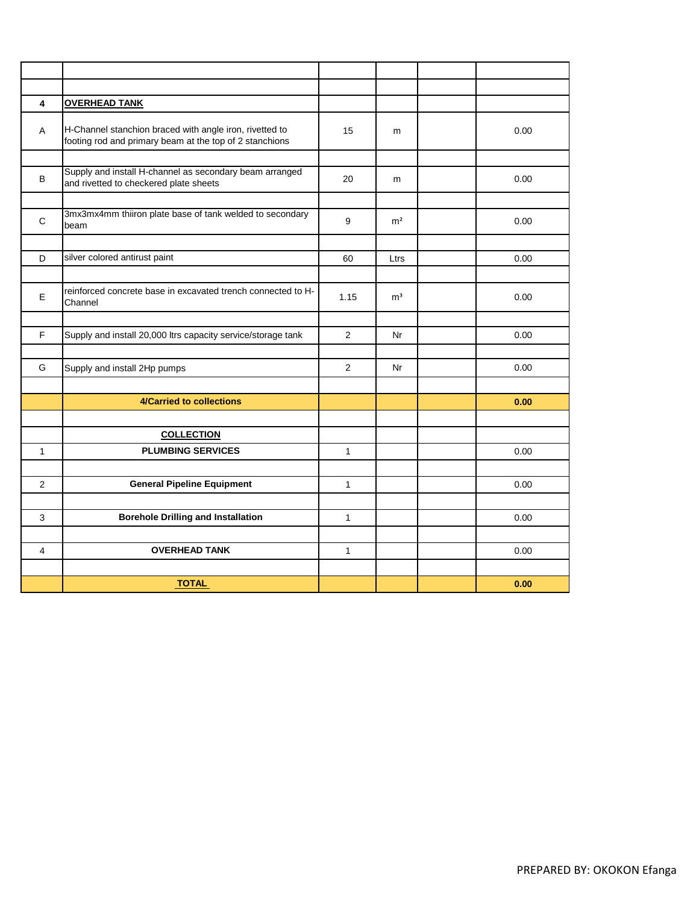| | | | | | |
|---|---|---|---|---|---|
| | | | | | |
| | | | | | |
| **4** | **OVERHEAD TANK** | | | | |
| A | H-Channel stanchion braced with angle iron, rivetted to footing rod and primary beam at the top of 2 stanchions | 15 | m | | 0.00 |
| | | | | | |
| B | Supply and install H-channel as secondary beam arranged and rivetted to checkered plate sheets | 20 | m | | 0.00 |
| | | | | | |
| C | 3mx3mx4mm thiiron plate base of tank welded to secondary beam | 9 | m² | | 0.00 |
| | | | | | |
| D | silver colored antirust paint | 60 | Ltrs | | 0.00 |
| | | | | | |
| E | reinforced concrete base in excavated trench connected to H-Channel | 1.15 | m³ | | 0.00 |
| | | | | | |
| F | Supply and install 20,000 ltrs capacity service/storage tank | 2 | Nr | | 0.00 |
| | | | | | |
| G | Supply and install 2Hp pumps | 2 | Nr | | 0.00 |
| | | | | | |
| | **4/Carried to collections** | | | | **0.00** |
| | | | | | |
| | **COLLECTION** | | | | |
| 1 | **PLUMBING SERVICES** | 1 | | | 0.00 |
| | | | | | |
| 2 | **General Pipeline Equipment** | 1 | | | 0.00 |
| | | | | | |
| 3 | **Borehole Drilling and Installation** | 1 | | | 0.00 |
| | | | | | |
| 4 | **OVERHEAD TANK** | 1 | | | 0.00 |
| | | | | | |
| | **TOTAL** | | | | **0.00** |

PREPARED BY: OKOKON Efanga